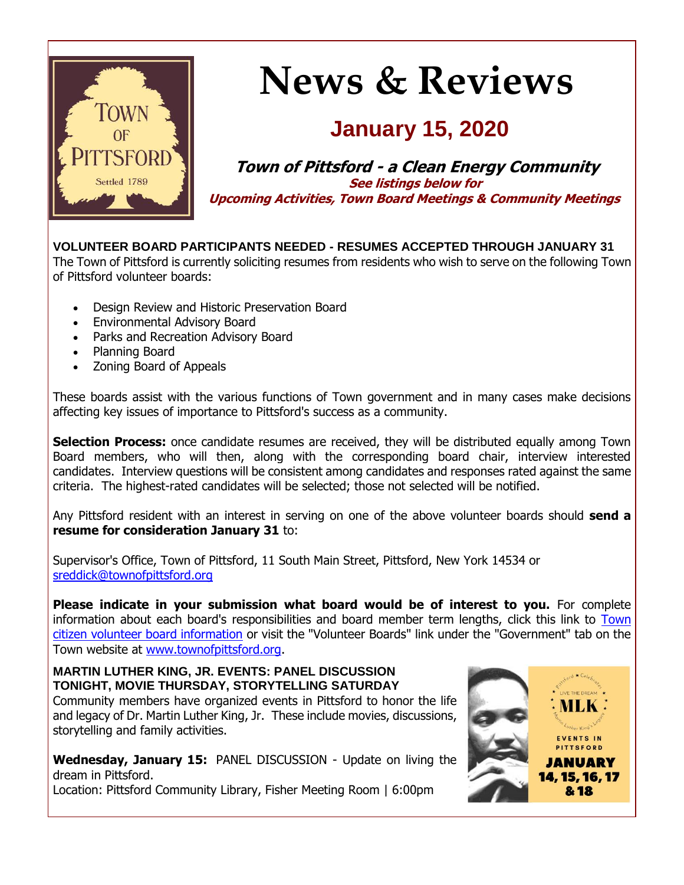# News & Reviews

## January 15, 2020

### *Town of Pittsford - a Clean Energy Community*

***See listings below for Upcoming Activities, Town Board Meetings & Community Meetings***

**VOLUNTEER BOARD PARTICIPANTS NEEDED - RESUMES ACCEPTED THROUGH JANUARY 31**

The Town of Pittsford is currently soliciting resumes from residents who wish to serve on the following Town of Pittsford volunteer boards:

- Design Review and Historic Preservation Board
- Environmental Advisory Board
- Parks and Recreation Advisory Board
- Planning Board
- Zoning Board of Appeals

These boards assist with the various functions of Town government and in many cases make decisions affecting key issues of importance to Pittsford's success as a community.

**Selection Process:** once candidate resumes are received, they will be distributed equally among Town Board members, who will then, along with the corresponding board chair, interview interested candidates. Interview questions will be consistent among candidates and responses rated against the same criteria. The highest-rated candidates will be selected; those not selected will be notified.

Any Pittsford resident with an interest in serving on one of the above volunteer boards should **send a resume for consideration January 31** to:

Supervisor's Office, Town of Pittsford, 11 South Main Street, Pittsford, New York 14534 or sreddick@townofpittsford.org

**Please indicate in your submission what board would be of interest to you.** For complete information about each board's responsibilities and board member term lengths, click this link to Town citizen volunteer board information or visit the "Volunteer Boards" link under the "Government" tab on the Town website at www.townofpittsford.org.

**MARTIN LUTHER KING, JR. EVENTS: PANEL DISCUSSION TONIGHT, MOVIE THURSDAY, STORYTELLING SATURDAY**

Community members have organized events in Pittsford to honor the life and legacy of Dr. Martin Luther King, Jr. These include movies, discussions, storytelling and family activities.

**Wednesday, January 15:** PANEL DISCUSSION - Update on living the dream in Pittsford.
Location: Pittsford Community Library, Fisher Meeting Room | 6:00pm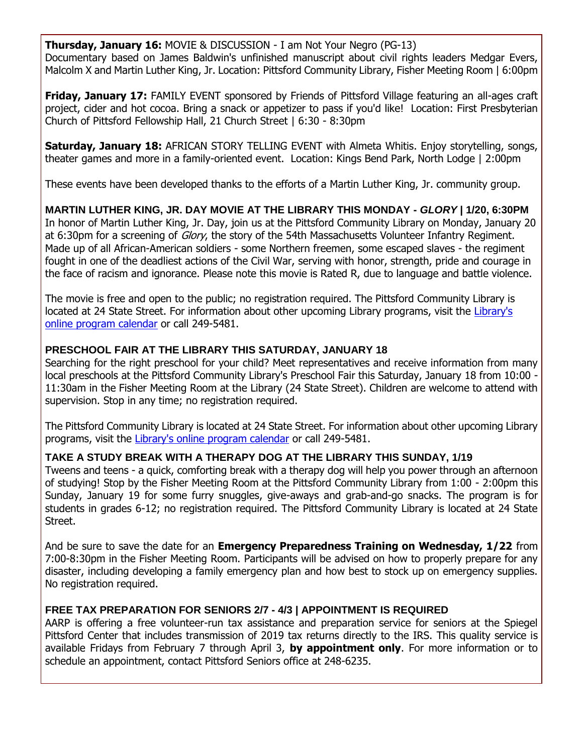**Thursday, January 16:** MOVIE & DISCUSSION - I am Not Your Negro (PG-13)
Documentary based on James Baldwin's unfinished manuscript about civil rights leaders Medgar Evers, Malcolm X and Martin Luther King, Jr. Location: Pittsford Community Library, Fisher Meeting Room | 6:00pm

**Friday, January 17:** FAMILY EVENT sponsored by Friends of Pittsford Village featuring an all-ages craft project, cider and hot cocoa. Bring a snack or appetizer to pass if you'd like! Location: First Presbyterian Church of Pittsford Fellowship Hall, 21 Church Street | 6:30 - 8:30pm

**Saturday, January 18:** AFRICAN STORY TELLING EVENT with Almeta Whitis. Enjoy storytelling, songs, theater games and more in a family-oriented event. Location: Kings Bend Park, North Lodge | 2:00pm

These events have been developed thanks to the efforts of a Martin Luther King, Jr. community group.

**MARTIN LUTHER KING, JR. DAY MOVIE AT THE LIBRARY THIS MONDAY - *GLORY* | 1/20, 6:30PM**

In honor of Martin Luther King, Jr. Day, join us at the Pittsford Community Library on Monday, January 20 at 6:30pm for a screening of *Glory*, the story of the 54th Massachusetts Volunteer Infantry Regiment. Made up of all African-American soldiers - some Northern freemen, some escaped slaves - the regiment fought in one of the deadliest actions of the Civil War, serving with honor, strength, pride and courage in the face of racism and ignorance. Please note this movie is Rated R, due to language and battle violence.

The movie is free and open to the public; no registration required. The Pittsford Community Library is located at 24 State Street. For information about other upcoming Library programs, visit the Library's online program calendar or call 249-5481.

**PRESCHOOL FAIR AT THE LIBRARY THIS SATURDAY, JANUARY 18**

Searching for the right preschool for your child? Meet representatives and receive information from many local preschools at the Pittsford Community Library's Preschool Fair this Saturday, January 18 from 10:00 - 11:30am in the Fisher Meeting Room at the Library (24 State Street). Children are welcome to attend with supervision. Stop in any time; no registration required.

The Pittsford Community Library is located at 24 State Street. For information about other upcoming Library programs, visit the Library's online program calendar or call 249-5481.

**TAKE A STUDY BREAK WITH A THERAPY DOG AT THE LIBRARY THIS SUNDAY, 1/19**

Tweens and teens - a quick, comforting break with a therapy dog will help you power through an afternoon of studying! Stop by the Fisher Meeting Room at the Pittsford Community Library from 1:00 - 2:00pm this Sunday, January 19 for some furry snuggles, give-aways and grab-and-go snacks. The program is for students in grades 6-12; no registration required. The Pittsford Community Library is located at 24 State Street.

And be sure to save the date for an **Emergency Preparedness Training on Wednesday, 1/22** from 7:00-8:30pm in the Fisher Meeting Room. Participants will be advised on how to properly prepare for any disaster, including developing a family emergency plan and how best to stock up on emergency supplies. No registration required.

**FREE TAX PREPARATION FOR SENIORS 2/7 - 4/3 | APPOINTMENT IS REQUIRED**

AARP is offering a free volunteer-run tax assistance and preparation service for seniors at the Spiegel Pittsford Center that includes transmission of 2019 tax returns directly to the IRS. This quality service is available Fridays from February 7 through April 3, **by appointment only**. For more information or to schedule an appointment, contact Pittsford Seniors office at 248-6235.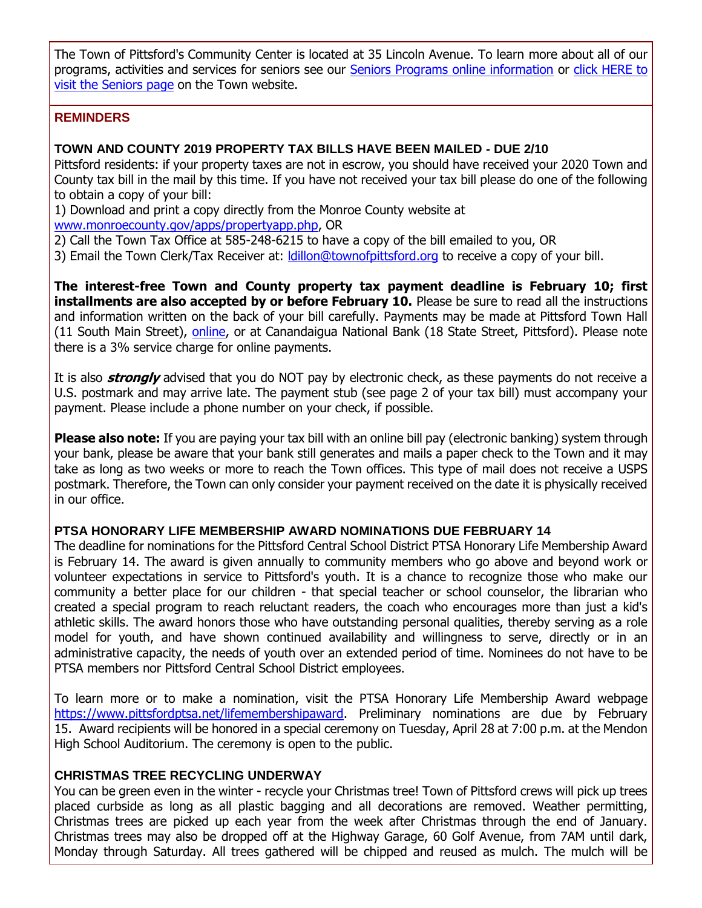The Town of Pittsford's Community Center is located at 35 Lincoln Avenue. To learn more about all of our programs, activities and services for seniors see our [Seniors Programs online information]() or [click HERE to visit the Seniors page]() on the Town website.

## REMINDERS

### TOWN AND COUNTY 2019 PROPERTY TAX BILLS HAVE BEEN MAILED - DUE 2/10

Pittsford residents: if your property taxes are not in escrow, you should have received your 2020 Town and County tax bill in the mail by this time. If you have not received your tax bill please do one of the following to obtain a copy of your bill:

1) Download and print a copy directly from the Monroe County website at [www.monroecounty.gov/apps/propertyapp.php](), OR
2) Call the Town Tax Office at 585-248-6215 to have a copy of the bill emailed to you, OR
3) Email the Town Clerk/Tax Receiver at: [ldillon@townofpittsford.org]() to receive a copy of your bill.

**The interest-free Town and County property tax payment deadline is February 10; first installments are also accepted by or before February 10.** Please be sure to read all the instructions and information written on the back of your bill carefully. Payments may be made at Pittsford Town Hall (11 South Main Street), [online](), or at Canandaigua National Bank (18 State Street, Pittsford). Please note there is a 3% service charge for online payments.

It is also ***strongly*** advised that you do NOT pay by electronic check, as these payments do not receive a U.S. postmark and may arrive late. The payment stub (see page 2 of your tax bill) must accompany your payment. Please include a phone number on your check, if possible.

**Please also note:** If you are paying your tax bill with an online bill pay (electronic banking) system through your bank, please be aware that your bank still generates and mails a paper check to the Town and it may take as long as two weeks or more to reach the Town offices. This type of mail does not receive a USPS postmark. Therefore, the Town can only consider your payment received on the date it is physically received in our office.

### PTSA HONORARY LIFE MEMBERSHIP AWARD NOMINATIONS DUE FEBRUARY 14

The deadline for nominations for the Pittsford Central School District PTSA Honorary Life Membership Award is February 14. The award is given annually to community members who go above and beyond work or volunteer expectations in service to Pittsford's youth. It is a chance to recognize those who make our community a better place for our children - that special teacher or school counselor, the librarian who created a special program to reach reluctant readers, the coach who encourages more than just a kid's athletic skills. The award honors those who have outstanding personal qualities, thereby serving as a role model for youth, and have shown continued availability and willingness to serve, directly or in an administrative capacity, the needs of youth over an extended period of time. Nominees do not have to be PTSA members nor Pittsford Central School District employees.

To learn more or to make a nomination, visit the PTSA Honorary Life Membership Award webpage [https://www.pittsfordptsa.net/lifemembershipaward](). Preliminary nominations are due by February 15. Award recipients will be honored in a special ceremony on Tuesday, April 28 at 7:00 p.m. at the Mendon High School Auditorium. The ceremony is open to the public.

### CHRISTMAS TREE RECYCLING UNDERWAY

You can be green even in the winter - recycle your Christmas tree! Town of Pittsford crews will pick up trees placed curbside as long as all plastic bagging and all decorations are removed. Weather permitting, Christmas trees are picked up each year from the week after Christmas through the end of January. Christmas trees may also be dropped off at the Highway Garage, 60 Golf Avenue, from 7AM until dark, Monday through Saturday. All trees gathered will be chipped and reused as mulch. The mulch will be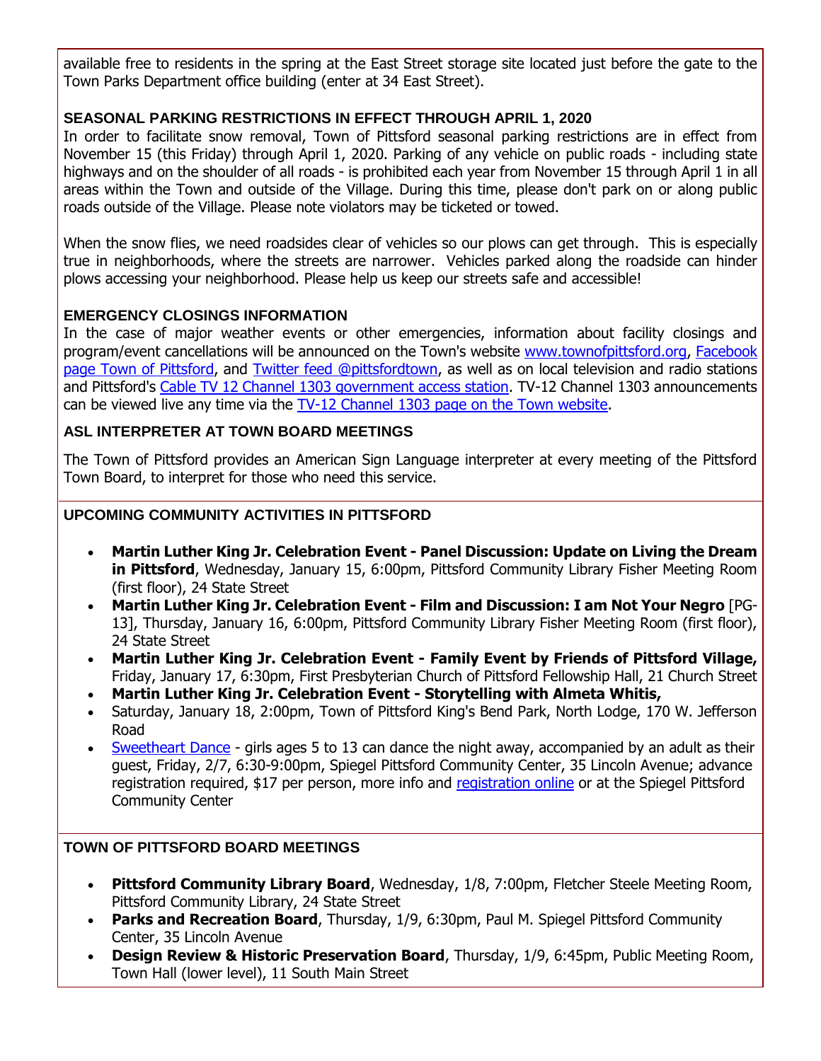available free to residents in the spring at the East Street storage site located just before the gate to the Town Parks Department office building (enter at 34 East Street).

### SEASONAL PARKING RESTRICTIONS IN EFFECT THROUGH APRIL 1, 2020

In order to facilitate snow removal, Town of Pittsford seasonal parking restrictions are in effect from November 15 (this Friday) through April 1, 2020. Parking of any vehicle on public roads - including state highways and on the shoulder of all roads - is prohibited each year from November 15 through April 1 in all areas within the Town and outside of the Village. During this time, please don't park on or along public roads outside of the Village. Please note violators may be ticketed or towed.

When the snow flies, we need roadsides clear of vehicles so our plows can get through. This is especially true in neighborhoods, where the streets are narrower. Vehicles parked along the roadside can hinder plows accessing your neighborhood. Please help us keep our streets safe and accessible!

### EMERGENCY CLOSINGS INFORMATION

In the case of major weather events or other emergencies, information about facility closings and program/event cancellations will be announced on the Town's website www.townofpittsford.org, Facebook page Town of Pittsford, and Twitter feed @pittsfordtown, as well as on local television and radio stations and Pittsford's Cable TV 12 Channel 1303 government access station. TV-12 Channel 1303 announcements can be viewed live any time via the TV-12 Channel 1303 page on the Town website.

### ASL INTERPRETER AT TOWN BOARD MEETINGS

The Town of Pittsford provides an American Sign Language interpreter at every meeting of the Pittsford Town Board, to interpret for those who need this service.

### UPCOMING COMMUNITY ACTIVITIES IN PITTSFORD

- **Martin Luther King Jr. Celebration Event - Panel Discussion: Update on Living the Dream in Pittsford**, Wednesday, January 15, 6:00pm, Pittsford Community Library Fisher Meeting Room (first floor), 24 State Street
- **Martin Luther King Jr. Celebration Event - Film and Discussion: I am Not Your Negro** [PG-13], Thursday, January 16, 6:00pm, Pittsford Community Library Fisher Meeting Room (first floor), 24 State Street
- **Martin Luther King Jr. Celebration Event - Family Event by Friends of Pittsford Village,** Friday, January 17, 6:30pm, First Presbyterian Church of Pittsford Fellowship Hall, 21 Church Street
- **Martin Luther King Jr. Celebration Event - Storytelling with Almeta Whitis,**
- Saturday, January 18, 2:00pm, Town of Pittsford King's Bend Park, North Lodge, 170 W. Jefferson Road
- Sweetheart Dance - girls ages 5 to 13 can dance the night away, accompanied by an adult as their guest, Friday, 2/7, 6:30-9:00pm, Spiegel Pittsford Community Center, 35 Lincoln Avenue; advance registration required, $17 per person, more info and registration online or at the Spiegel Pittsford Community Center

### TOWN OF PITTSFORD BOARD MEETINGS

- **Pittsford Community Library Board**, Wednesday, 1/8, 7:00pm, Fletcher Steele Meeting Room, Pittsford Community Library, 24 State Street
- **Parks and Recreation Board**, Thursday, 1/9, 6:30pm, Paul M. Spiegel Pittsford Community Center, 35 Lincoln Avenue
- **Design Review & Historic Preservation Board**, Thursday, 1/9, 6:45pm, Public Meeting Room, Town Hall (lower level), 11 South Main Street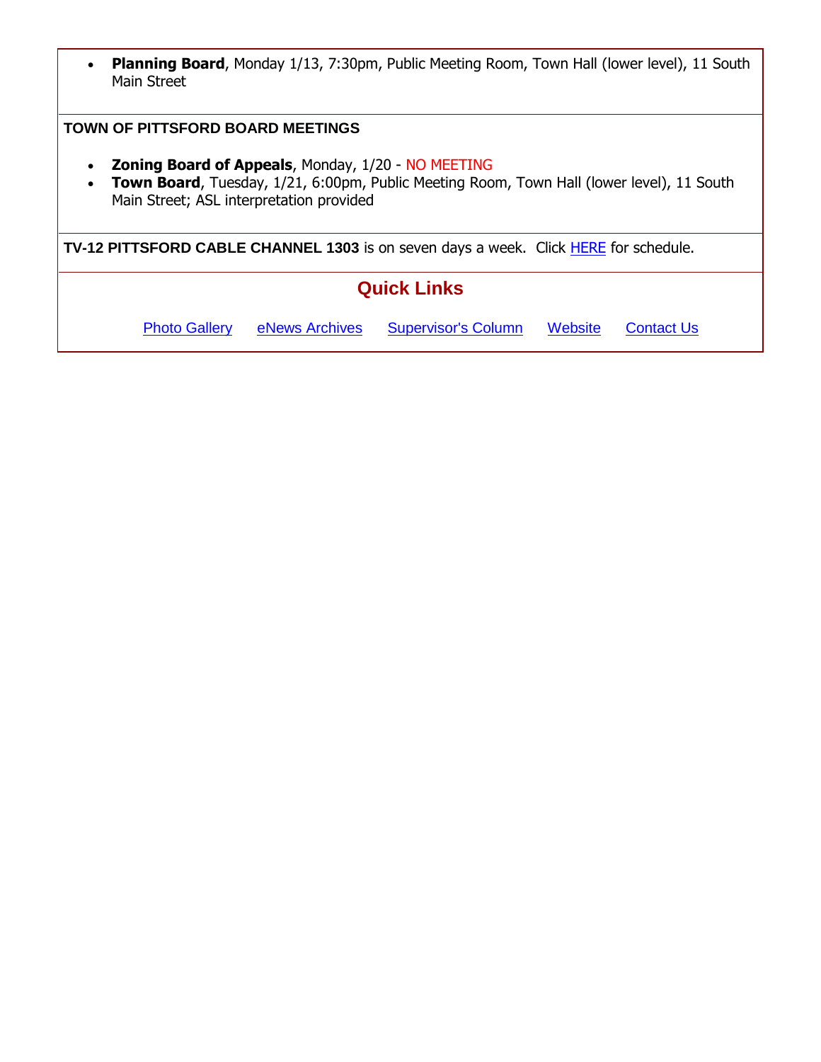- **Planning Board**, Monday 1/13, 7:30pm, Public Meeting Room, Town Hall (lower level), 11 South Main Street

**TOWN OF PITTSFORD BOARD MEETINGS**

- **Zoning Board of Appeals**, Monday, 1/20 - NO MEETING
- **Town Board**, Tuesday, 1/21, 6:00pm, Public Meeting Room, Town Hall (lower level), 11 South Main Street; ASL interpretation provided

**TV-12 PITTSFORD CABLE CHANNEL 1303** is on seven days a week. Click HERE for schedule.

## Quick Links

Photo Gallery eNews Archives Supervisor's Column Website Contact Us